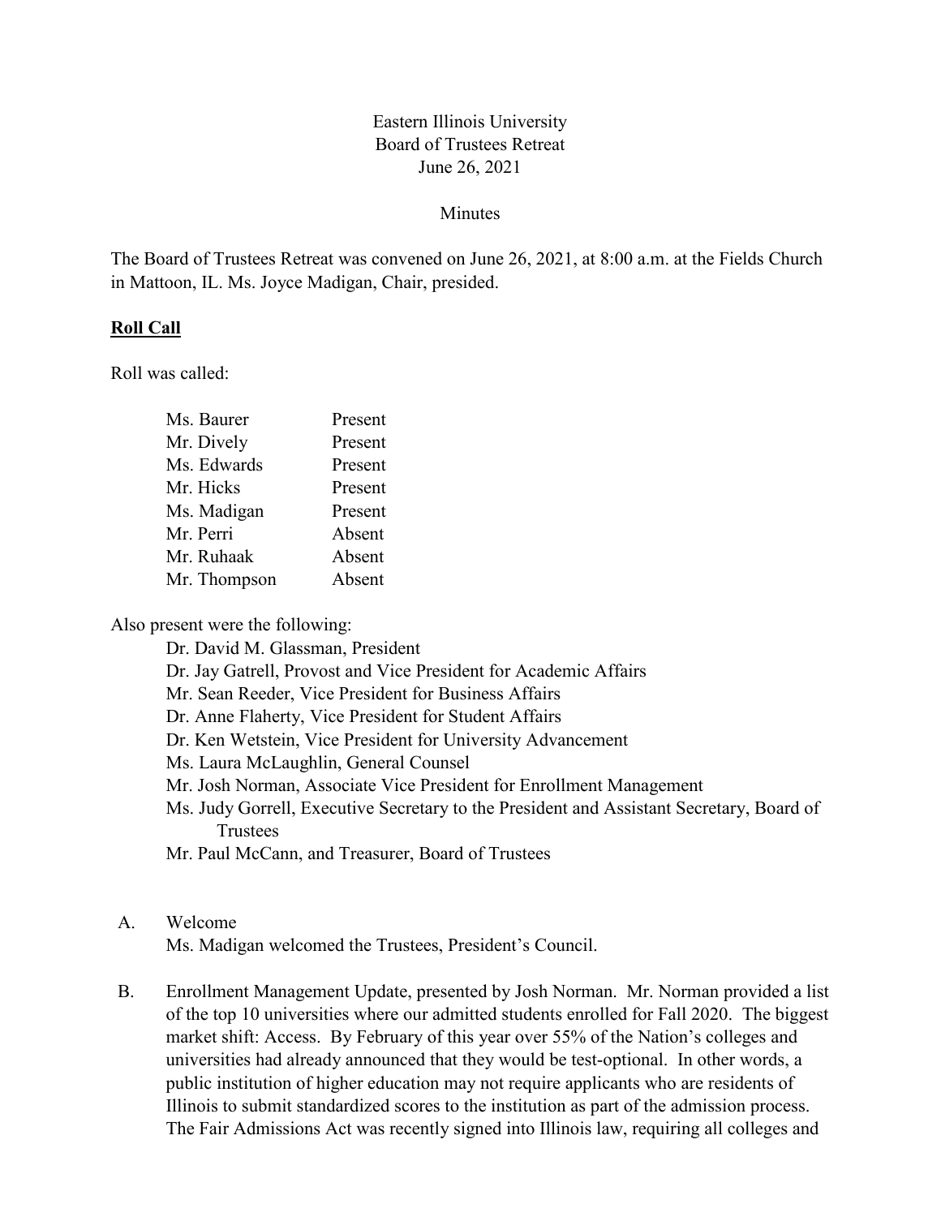Eastern Illinois University
Board of Trustees Retreat
June 26, 2021

Minutes

The Board of Trustees Retreat was convened on June 26, 2021, at 8:00 a.m. at the Fields Church in Mattoon, IL. Ms. Joyce Madigan, Chair, presided.

**Roll Call**

Roll was called:

| | |
|---|---|
| Ms. Baurer | Present |
| Mr. Dively | Present |
| Ms. Edwards | Present |
| Mr. Hicks | Present |
| Ms. Madigan | Present |
| Mr. Perri | Absent |
| Mr. Ruhaak | Absent |
| Mr. Thompson | Absent |

Also present were the following:

- Dr. David M. Glassman, President
- Dr. Jay Gatrell, Provost and Vice President for Academic Affairs
- Mr. Sean Reeder, Vice President for Business Affairs
- Dr. Anne Flaherty, Vice President for Student Affairs
- Dr. Ken Wetstein, Vice President for University Advancement
- Ms. Laura McLaughlin, General Counsel
- Mr. Josh Norman, Associate Vice President for Enrollment Management
- Ms. Judy Gorrell, Executive Secretary to the President and Assistant Secretary, Board of Trustees
- Mr. Paul McCann, and Treasurer, Board of Trustees

A. Welcome
Ms. Madigan welcomed the Trustees, President's Council.

B. Enrollment Management Update, presented by Josh Norman. Mr. Norman provided a list of the top 10 universities where our admitted students enrolled for Fall 2020. The biggest market shift: Access. By February of this year over 55% of the Nation's colleges and universities had already announced that they would be test-optional. In other words, a public institution of higher education may not require applicants who are residents of Illinois to submit standardized scores to the institution as part of the admission process. The Fair Admissions Act was recently signed into Illinois law, requiring all colleges and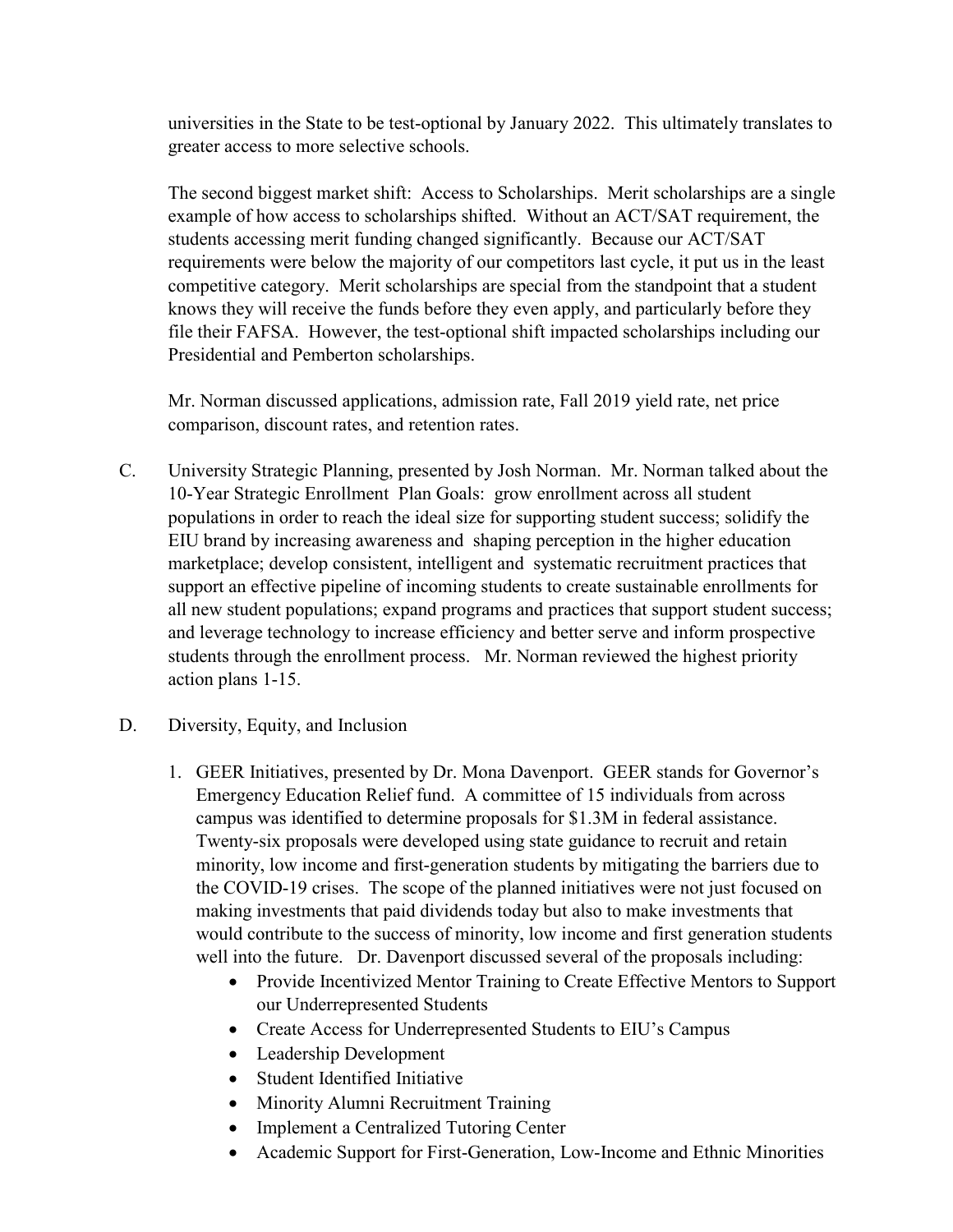universities in the State to be test-optional by January 2022. This ultimately translates to greater access to more selective schools.

The second biggest market shift: Access to Scholarships. Merit scholarships are a single example of how access to scholarships shifted. Without an ACT/SAT requirement, the students accessing merit funding changed significantly. Because our ACT/SAT requirements were below the majority of our competitors last cycle, it put us in the least competitive category. Merit scholarships are special from the standpoint that a student knows they will receive the funds before they even apply, and particularly before they file their FAFSA. However, the test-optional shift impacted scholarships including our Presidential and Pemberton scholarships.

Mr. Norman discussed applications, admission rate, Fall 2019 yield rate, net price comparison, discount rates, and retention rates.

C. University Strategic Planning, presented by Josh Norman. Mr. Norman talked about the 10-Year Strategic Enrollment Plan Goals: grow enrollment across all student populations in order to reach the ideal size for supporting student success; solidify the EIU brand by increasing awareness and shaping perception in the higher education marketplace; develop consistent, intelligent and systematic recruitment practices that support an effective pipeline of incoming students to create sustainable enrollments for all new student populations; expand programs and practices that support student success; and leverage technology to increase efficiency and better serve and inform prospective students through the enrollment process. Mr. Norman reviewed the highest priority action plans 1-15.

D. Diversity, Equity, and Inclusion

1. GEER Initiatives, presented by Dr. Mona Davenport. GEER stands for Governor's Emergency Education Relief fund. A committee of 15 individuals from across campus was identified to determine proposals for $1.3M in federal assistance. Twenty-six proposals were developed using state guidance to recruit and retain minority, low income and first-generation students by mitigating the barriers due to the COVID-19 crises. The scope of the planned initiatives were not just focused on making investments that paid dividends today but also to make investments that would contribute to the success of minority, low income and first generation students well into the future. Dr. Davenport discussed several of the proposals including:
   - Provide Incentivized Mentor Training to Create Effective Mentors to Support our Underrepresented Students
   - Create Access for Underrepresented Students to EIU's Campus
   - Leadership Development
   - Student Identified Initiative
   - Minority Alumni Recruitment Training
   - Implement a Centralized Tutoring Center
   - Academic Support for First-Generation, Low-Income and Ethnic Minorities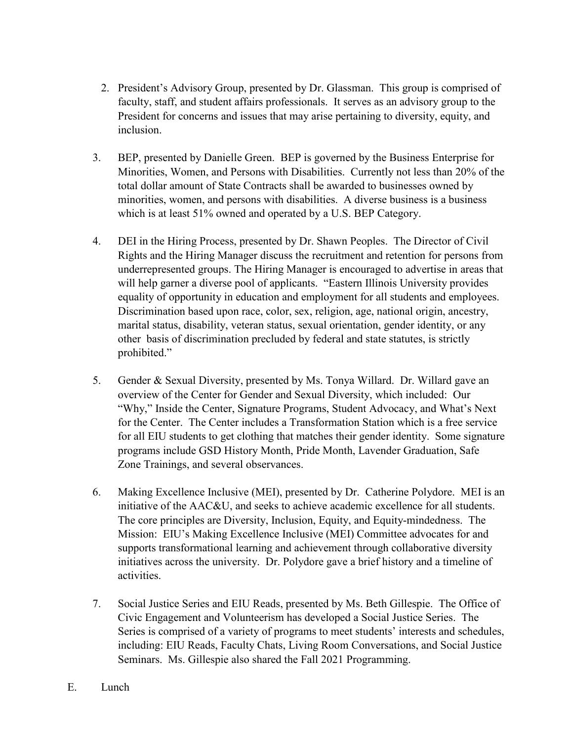2. President's Advisory Group, presented by Dr. Glassman. This group is comprised of faculty, staff, and student affairs professionals. It serves as an advisory group to the President for concerns and issues that may arise pertaining to diversity, equity, and inclusion.

3. BEP, presented by Danielle Green. BEP is governed by the Business Enterprise for Minorities, Women, and Persons with Disabilities. Currently not less than 20% of the total dollar amount of State Contracts shall be awarded to businesses owned by minorities, women, and persons with disabilities. A diverse business is a business which is at least 51% owned and operated by a U.S. BEP Category.

4. DEI in the Hiring Process, presented by Dr. Shawn Peoples. The Director of Civil Rights and the Hiring Manager discuss the recruitment and retention for persons from underrepresented groups. The Hiring Manager is encouraged to advertise in areas that will help garner a diverse pool of applicants. "Eastern Illinois University provides equality of opportunity in education and employment for all students and employees. Discrimination based upon race, color, sex, religion, age, national origin, ancestry, marital status, disability, veteran status, sexual orientation, gender identity, or any other basis of discrimination precluded by federal and state statutes, is strictly prohibited."

5. Gender & Sexual Diversity, presented by Ms. Tonya Willard. Dr. Willard gave an overview of the Center for Gender and Sexual Diversity, which included: Our "Why," Inside the Center, Signature Programs, Student Advocacy, and What's Next for the Center. The Center includes a Transformation Station which is a free service for all EIU students to get clothing that matches their gender identity. Some signature programs include GSD History Month, Pride Month, Lavender Graduation, Safe Zone Trainings, and several observances.

6. Making Excellence Inclusive (MEI), presented by Dr. Catherine Polydore. MEI is an initiative of the AAC&U, and seeks to achieve academic excellence for all students. The core principles are Diversity, Inclusion, Equity, and Equity-mindedness. The Mission: EIU's Making Excellence Inclusive (MEI) Committee advocates for and supports transformational learning and achievement through collaborative diversity initiatives across the university. Dr. Polydore gave a brief history and a timeline of activities.

7. Social Justice Series and EIU Reads, presented by Ms. Beth Gillespie. The Office of Civic Engagement and Volunteerism has developed a Social Justice Series. The Series is comprised of a variety of programs to meet students' interests and schedules, including: EIU Reads, Faculty Chats, Living Room Conversations, and Social Justice Seminars. Ms. Gillespie also shared the Fall 2021 Programming.

E. Lunch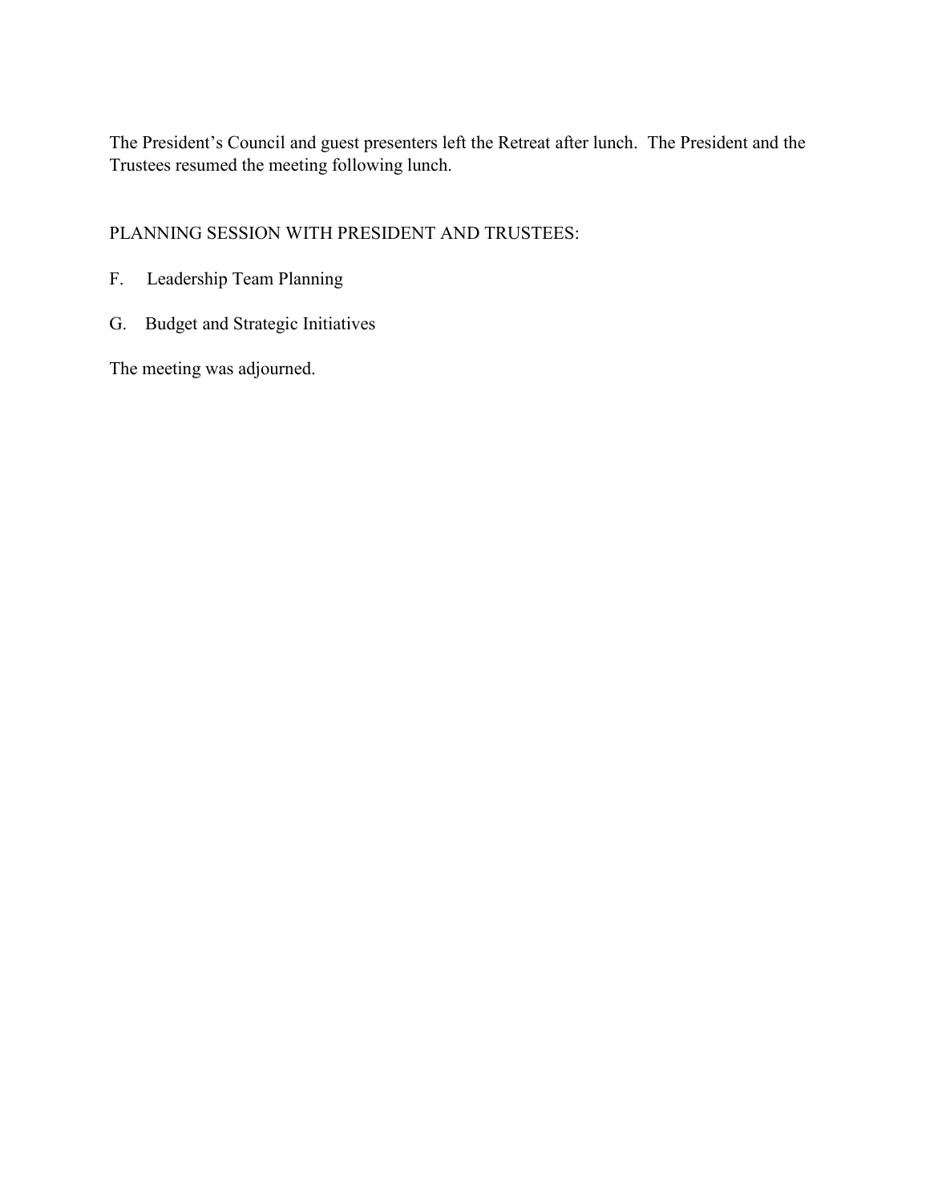The President's Council and guest presenters left the Retreat after lunch. The President and the Trustees resumed the meeting following lunch.

PLANNING SESSION WITH PRESIDENT AND TRUSTEES:

F. Leadership Team Planning

G. Budget and Strategic Initiatives

The meeting was adjourned.